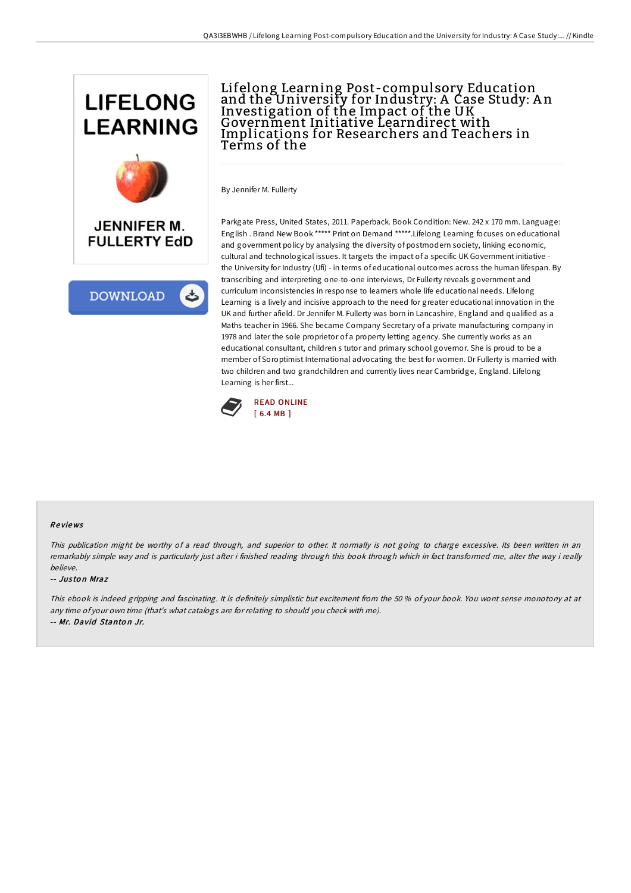# Lifelong Learning Post-compulsory Education and the University for Industry: A Case Study: An Investigation of the Impact of the UK Government Initiative Learndirect with Implications for Researchers and Teachers in Terms of the

By Jennifer M. Fullerty

Parkgate Press, United States, 2011. Paperback. Book Condition: New. 242 x 170 mm. Language: English . Brand New Book ***** Print on Demand *****.Lifelong Learning focuses on educational and government policy by analysing the diversity of postmodern society, linking economic, cultural and technological issues. It targets the impact of a specific UK Government initiative - the University for Industry (Ufi) - in terms of educational outcomes across the human lifespan. By transcribing and interpreting one-to-one interviews, Dr Fullerty reveals government and curriculum inconsistencies in response to learners whole life educational needs. Lifelong Learning is a lively and incisive approach to the need for greater educational innovation in the UK and further afield. Dr Jennifer M. Fullerty was born in Lancashire, England and qualified as a Maths teacher in 1966. She became Company Secretary of a private manufacturing company in 1978 and later the sole proprietor of a property letting agency. She currently works as an educational consultant, children s tutor and primary school governor. She is proud to be a member of Soroptimist International advocating the best for women. Dr Fullerty is married with two children and two grandchildren and currently lives near Cambridge, England. Lifelong Learning is her first...

READ ONLINE
[ 6.4 MB ]

## Reviews

*This publication might be worthy of a read through, and superior to other. It normally is not going to charge excessive. Its been written in an remarkably simple way and is particularly just after i finished reading through this book through which in fact transformed me, alter the way i really believe.*

-- *Juston Mraz*

*This ebook is indeed gripping and fascinating. It is definitely simplistic but excitement from the 50 % of your book. You wont sense monotony at at any time of your own time (that's what catalogs are for relating to should you check with me).*

-- *Mr. David Stanton Jr.*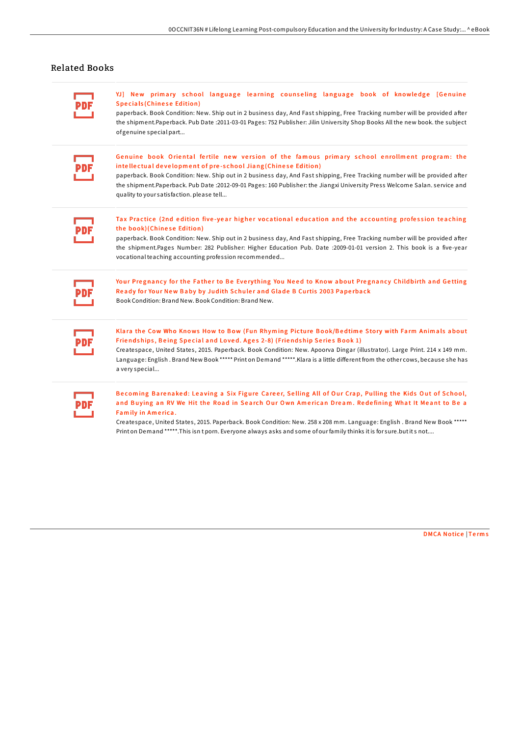## Related Books

YJ] New primary school language learning counseling language book of knowledge [Genuine Specials(Chinese Edition)

paperback. Book Condition: New. Ship out in 2 business day, And Fast shipping, Free Tracking number will be provided after the shipment.Paperback. Pub Date :2011-03-01 Pages: 752 Publisher: Jilin University Shop Books All the new book. the subject of genuine special part...

Genuine book Oriental fertile new version of the famous primary school enrollment program: the intellectual development of pre-school Jiang(Chinese Edition)

paperback. Book Condition: New. Ship out in 2 business day, And Fast shipping, Free Tracking number will be provided after the shipment.Paperback. Pub Date :2012-09-01 Pages: 160 Publisher: the Jiangxi University Press Welcome Salan. service and quality to your satisfaction. please tell...

Tax Practice (2nd edition five-year higher vocational education and the accounting profession teaching the book)(Chinese Edition)

paperback. Book Condition: New. Ship out in 2 business day, And Fast shipping, Free Tracking number will be provided after the shipment.Pages Number: 282 Publisher: Higher Education Pub. Date :2009-01-01 version 2. This book is a five-year vocational teaching accounting profession recommended...

Your Pregnancy for the Father to Be Everything You Need to Know about Pregnancy Childbirth and Getting Ready for Your New Baby by Judith Schuler and Glade B Curtis 2003 Paperback

Book Condition: Brand New. Book Condition: Brand New.

Klara the Cow Who Knows How to Bow (Fun Rhyming Picture Book/Bedtime Story with Farm Animals about Friendships, Being Special and Loved. Ages 2-8) (Friendship Series Book 1)

Createspace, United States, 2015. Paperback. Book Condition: New. Apoorva Dingar (illustrator). Large Print. 214 x 149 mm. Language: English . Brand New Book ***** Print on Demand *****.Klara is a little different from the other cows, because she has a very special...

Becoming Barenaked: Leaving a Six Figure Career, Selling All of Our Crap, Pulling the Kids Out of School, and Buying an RV We Hit the Road in Search Our Own American Dream. Redefining What It Meant to Be a Family in America.

Createspace, United States, 2015. Paperback. Book Condition: New. 258 x 208 mm. Language: English . Brand New Book ***** Print on Demand *****.This isn t porn. Everyone always asks and some of our family thinks it is for sure.but it s not....

DMCA Notice | Terms